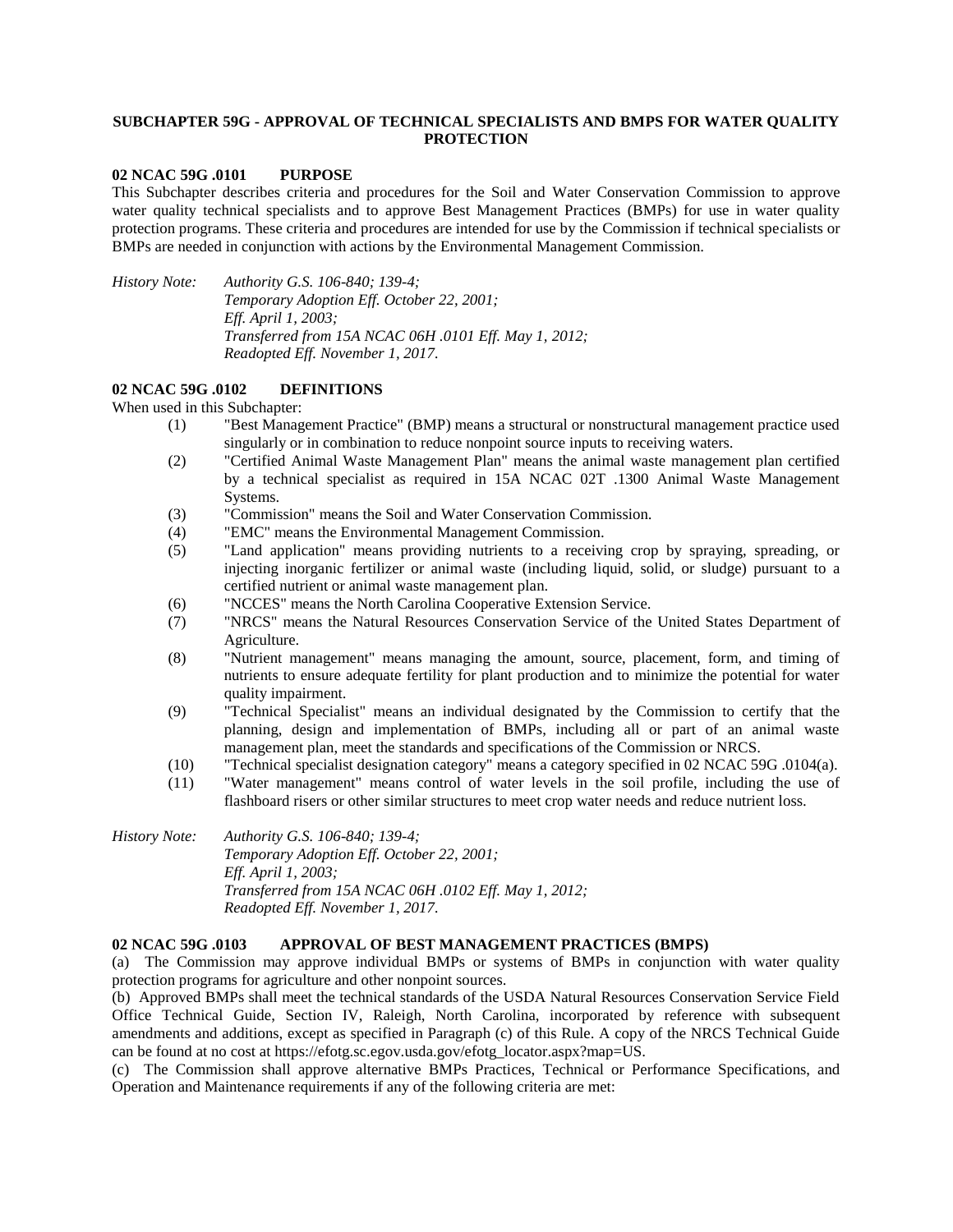## SUBCHAPTER 59G - APPROVAL OF TECHNICAL SPECIALISTS AND BMPS FOR WATER QUALITY PROTECTION

### 02 NCAC 59G .0101 PURPOSE

This Subchapter describes criteria and procedures for the Soil and Water Conservation Commission to approve water quality technical specialists and to approve Best Management Practices (BMPs) for use in water quality protection programs. These criteria and procedures are intended for use by the Commission if technical specialists or BMPs are needed in conjunction with actions by the Environmental Management Commission.

*History Note: Authority G.S. 106-840; 139-4;*
*Temporary Adoption Eff. October 22, 2001;*
*Eff. April 1, 2003;*
*Transferred from 15A NCAC 06H .0101 Eff. May 1, 2012;*
*Readopted Eff. November 1, 2017.*

### 02 NCAC 59G .0102 DEFINITIONS

When used in this Subchapter:

(1) "Best Management Practice" (BMP) means a structural or nonstructural management practice used singularly or in combination to reduce nonpoint source inputs to receiving waters.
(2) "Certified Animal Waste Management Plan" means the animal waste management plan certified by a technical specialist as required in 15A NCAC 02T .1300 Animal Waste Management Systems.
(3) "Commission" means the Soil and Water Conservation Commission.
(4) "EMC" means the Environmental Management Commission.
(5) "Land application" means providing nutrients to a receiving crop by spraying, spreading, or injecting inorganic fertilizer or animal waste (including liquid, solid, or sludge) pursuant to a certified nutrient or animal waste management plan.
(6) "NCCES" means the North Carolina Cooperative Extension Service.
(7) "NRCS" means the Natural Resources Conservation Service of the United States Department of Agriculture.
(8) "Nutrient management" means managing the amount, source, placement, form, and timing of nutrients to ensure adequate fertility for plant production and to minimize the potential for water quality impairment.
(9) "Technical Specialist" means an individual designated by the Commission to certify that the planning, design and implementation of BMPs, including all or part of an animal waste management plan, meet the standards and specifications of the Commission or NRCS.
(10) "Technical specialist designation category" means a category specified in 02 NCAC 59G .0104(a).
(11) "Water management" means control of water levels in the soil profile, including the use of flashboard risers or other similar structures to meet crop water needs and reduce nutrient loss.

*History Note: Authority G.S. 106-840; 139-4;*
*Temporary Adoption Eff. October 22, 2001;*
*Eff. April 1, 2003;*
*Transferred from 15A NCAC 06H .0102 Eff. May 1, 2012;*
*Readopted Eff. November 1, 2017.*

### 02 NCAC 59G .0103 APPROVAL OF BEST MANAGEMENT PRACTICES (BMPS)

(a) The Commission may approve individual BMPs or systems of BMPs in conjunction with water quality protection programs for agriculture and other nonpoint sources.

(b) Approved BMPs shall meet the technical standards of the USDA Natural Resources Conservation Service Field Office Technical Guide, Section IV, Raleigh, North Carolina, incorporated by reference with subsequent amendments and additions, except as specified in Paragraph (c) of this Rule. A copy of the NRCS Technical Guide can be found at no cost at https://efotg.sc.egov.usda.gov/efotg_locator.aspx?map=US.

(c) The Commission shall approve alternative BMPs Practices, Technical or Performance Specifications, and Operation and Maintenance requirements if any of the following criteria are met: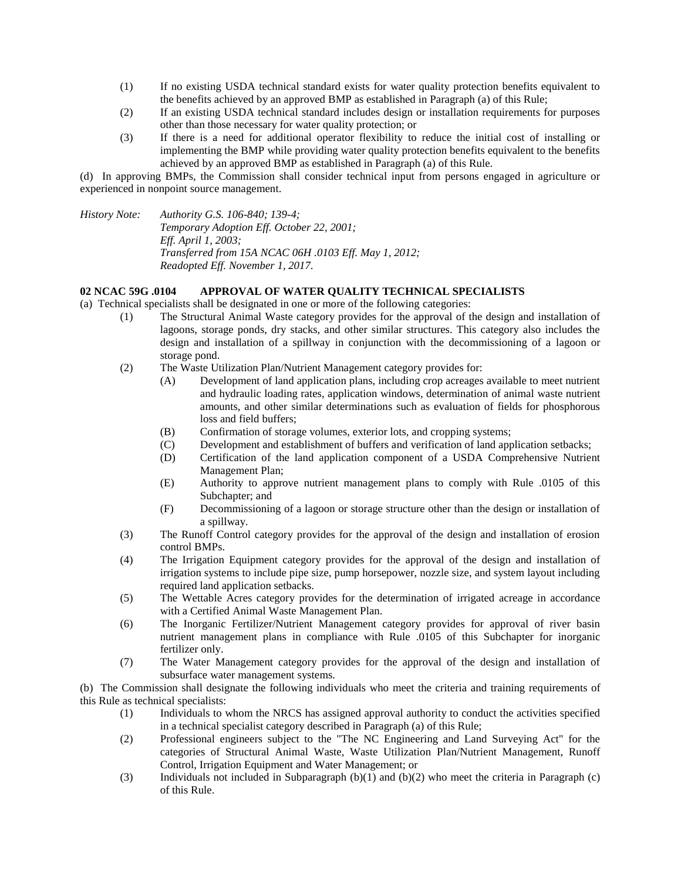(1) If no existing USDA technical standard exists for water quality protection benefits equivalent to the benefits achieved by an approved BMP as established in Paragraph (a) of this Rule;

(2) If an existing USDA technical standard includes design or installation requirements for purposes other than those necessary for water quality protection; or

(3) If there is a need for additional operator flexibility to reduce the initial cost of installing or implementing the BMP while providing water quality protection benefits equivalent to the benefits achieved by an approved BMP as established in Paragraph (a) of this Rule.

(d) In approving BMPs, the Commission shall consider technical input from persons engaged in agriculture or experienced in nonpoint source management.

*History Note:* *Authority G.S. 106-840; 139-4;*
*Temporary Adoption Eff. October 22, 2001;*
*Eff. April 1, 2003;*
*Transferred from 15A NCAC 06H .0103 Eff. May 1, 2012;*
*Readopted Eff. November 1, 2017.*

**02 NCAC 59G .0104 APPROVAL OF WATER QUALITY TECHNICAL SPECIALISTS**

(a) Technical specialists shall be designated in one or more of the following categories:

(1) The Structural Animal Waste category provides for the approval of the design and installation of lagoons, storage ponds, dry stacks, and other similar structures. This category also includes the design and installation of a spillway in conjunction with the decommissioning of a lagoon or storage pond.

(2) The Waste Utilization Plan/Nutrient Management category provides for:

(A) Development of land application plans, including crop acreages available to meet nutrient and hydraulic loading rates, application windows, determination of animal waste nutrient amounts, and other similar determinations such as evaluation of fields for phosphorous loss and field buffers;

(B) Confirmation of storage volumes, exterior lots, and cropping systems;

(C) Development and establishment of buffers and verification of land application setbacks;

(D) Certification of the land application component of a USDA Comprehensive Nutrient Management Plan;

(E) Authority to approve nutrient management plans to comply with Rule .0105 of this Subchapter; and

(F) Decommissioning of a lagoon or storage structure other than the design or installation of a spillway.

(3) The Runoff Control category provides for the approval of the design and installation of erosion control BMPs.

(4) The Irrigation Equipment category provides for the approval of the design and installation of irrigation systems to include pipe size, pump horsepower, nozzle size, and system layout including required land application setbacks.

(5) The Wettable Acres category provides for the determination of irrigated acreage in accordance with a Certified Animal Waste Management Plan.

(6) The Inorganic Fertilizer/Nutrient Management category provides for approval of river basin nutrient management plans in compliance with Rule .0105 of this Subchapter for inorganic fertilizer only.

(7) The Water Management category provides for the approval of the design and installation of subsurface water management systems.

(b) The Commission shall designate the following individuals who meet the criteria and training requirements of this Rule as technical specialists:

(1) Individuals to whom the NRCS has assigned approval authority to conduct the activities specified in a technical specialist category described in Paragraph (a) of this Rule;

(2) Professional engineers subject to the "The NC Engineering and Land Surveying Act" for the categories of Structural Animal Waste, Waste Utilization Plan/Nutrient Management, Runoff Control, Irrigation Equipment and Water Management; or

(3) Individuals not included in Subparagraph (b)(1) and (b)(2) who meet the criteria in Paragraph (c) of this Rule.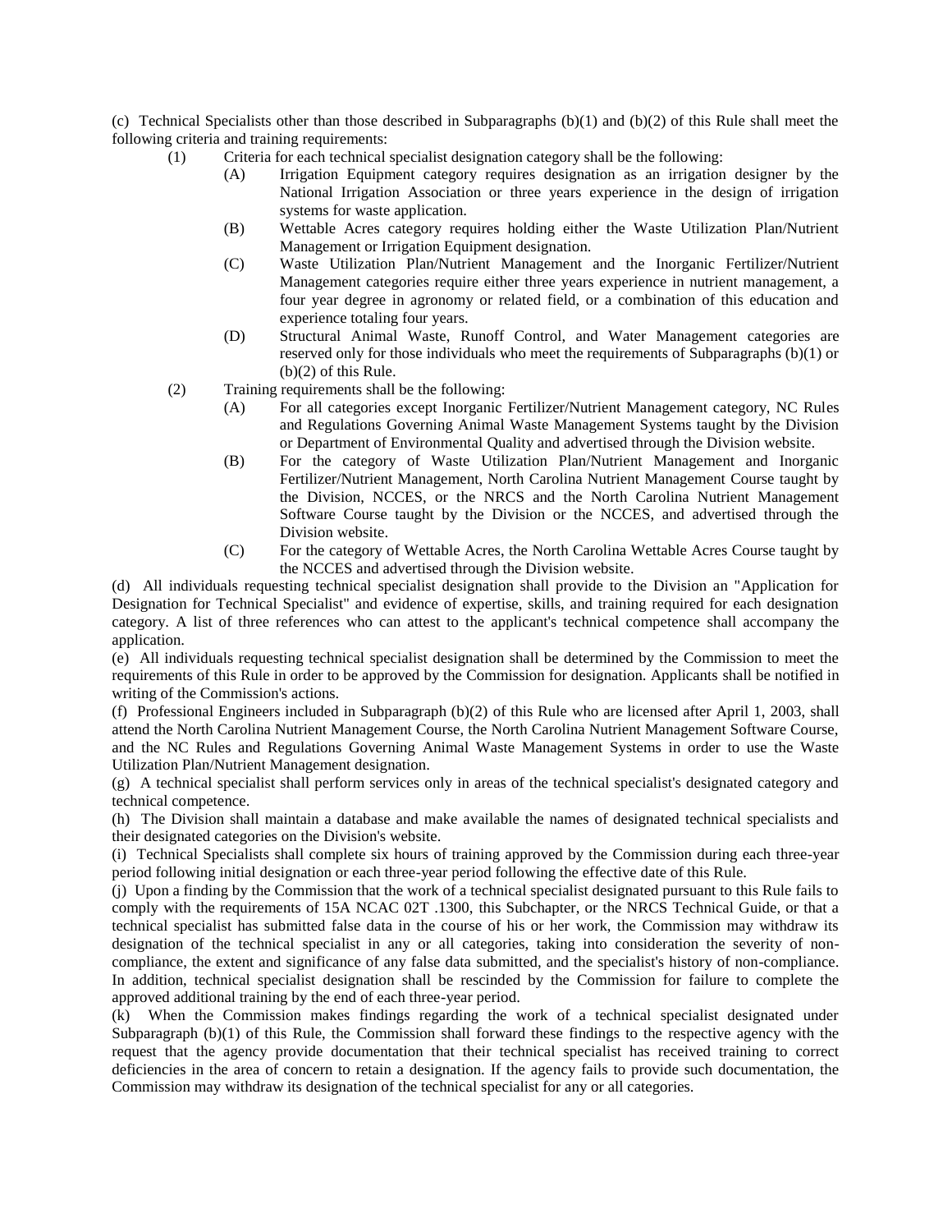(c) Technical Specialists other than those described in Subparagraphs (b)(1) and (b)(2) of this Rule shall meet the following criteria and training requirements:

- (1) Criteria for each technical specialist designation category shall be the following:
  - (A) Irrigation Equipment category requires designation as an irrigation designer by the National Irrigation Association or three years experience in the design of irrigation systems for waste application.
  - (B) Wettable Acres category requires holding either the Waste Utilization Plan/Nutrient Management or Irrigation Equipment designation.
  - (C) Waste Utilization Plan/Nutrient Management and the Inorganic Fertilizer/Nutrient Management categories require either three years experience in nutrient management, a four year degree in agronomy or related field, or a combination of this education and experience totaling four years.
  - (D) Structural Animal Waste, Runoff Control, and Water Management categories are reserved only for those individuals who meet the requirements of Subparagraphs (b)(1) or (b)(2) of this Rule.
- (2) Training requirements shall be the following:
  - (A) For all categories except Inorganic Fertilizer/Nutrient Management category, NC Rules and Regulations Governing Animal Waste Management Systems taught by the Division or Department of Environmental Quality and advertised through the Division website.
  - (B) For the category of Waste Utilization Plan/Nutrient Management and Inorganic Fertilizer/Nutrient Management, North Carolina Nutrient Management Course taught by the Division, NCCES, or the NRCS and the North Carolina Nutrient Management Software Course taught by the Division or the NCCES, and advertised through the Division website.
  - (C) For the category of Wettable Acres, the North Carolina Wettable Acres Course taught by the NCCES and advertised through the Division website.

(d) All individuals requesting technical specialist designation shall provide to the Division an "Application for Designation for Technical Specialist" and evidence of expertise, skills, and training required for each designation category. A list of three references who can attest to the applicant's technical competence shall accompany the application.

(e) All individuals requesting technical specialist designation shall be determined by the Commission to meet the requirements of this Rule in order to be approved by the Commission for designation. Applicants shall be notified in writing of the Commission's actions.

(f) Professional Engineers included in Subparagraph (b)(2) of this Rule who are licensed after April 1, 2003, shall attend the North Carolina Nutrient Management Course, the North Carolina Nutrient Management Software Course, and the NC Rules and Regulations Governing Animal Waste Management Systems in order to use the Waste Utilization Plan/Nutrient Management designation.

(g) A technical specialist shall perform services only in areas of the technical specialist's designated category and technical competence.

(h) The Division shall maintain a database and make available the names of designated technical specialists and their designated categories on the Division's website.

(i) Technical Specialists shall complete six hours of training approved by the Commission during each three-year period following initial designation or each three-year period following the effective date of this Rule.

(j) Upon a finding by the Commission that the work of a technical specialist designated pursuant to this Rule fails to comply with the requirements of 15A NCAC 02T .1300, this Subchapter, or the NRCS Technical Guide, or that a technical specialist has submitted false data in the course of his or her work, the Commission may withdraw its designation of the technical specialist in any or all categories, taking into consideration the severity of non-compliance, the extent and significance of any false data submitted, and the specialist's history of non-compliance. In addition, technical specialist designation shall be rescinded by the Commission for failure to complete the approved additional training by the end of each three-year period.

(k) When the Commission makes findings regarding the work of a technical specialist designated under Subparagraph (b)(1) of this Rule, the Commission shall forward these findings to the respective agency with the request that the agency provide documentation that their technical specialist has received training to correct deficiencies in the area of concern to retain a designation. If the agency fails to provide such documentation, the Commission may withdraw its designation of the technical specialist for any or all categories.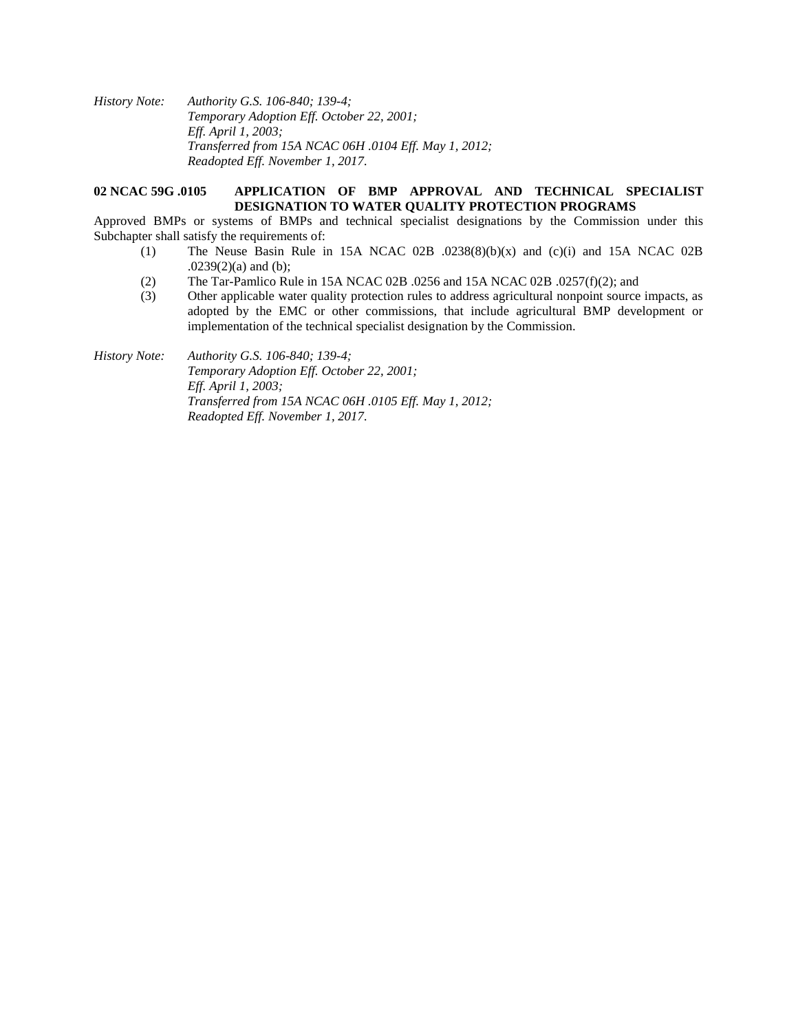*History Note: Authority G.S. 106-840; 139-4;*
*Temporary Adoption Eff. October 22, 2001;*
*Eff. April 1, 2003;*
*Transferred from 15A NCAC 06H .0104 Eff. May 1, 2012;*
*Readopted Eff. November 1, 2017.*

**02 NCAC 59G .0105 APPLICATION OF BMP APPROVAL AND TECHNICAL SPECIALIST DESIGNATION TO WATER QUALITY PROTECTION PROGRAMS**

Approved BMPs or systems of BMPs and technical specialist designations by the Commission under this Subchapter shall satisfy the requirements of:

(1) The Neuse Basin Rule in 15A NCAC 02B .0238(8)(b)(x) and (c)(i) and 15A NCAC 02B .0239(2)(a) and (b);

(2) The Tar-Pamlico Rule in 15A NCAC 02B .0256 and 15A NCAC 02B .0257(f)(2); and

(3) Other applicable water quality protection rules to address agricultural nonpoint source impacts, as adopted by the EMC or other commissions, that include agricultural BMP development or implementation of the technical specialist designation by the Commission.

*History Note: Authority G.S. 106-840; 139-4;*
*Temporary Adoption Eff. October 22, 2001;*
*Eff. April 1, 2003;*
*Transferred from 15A NCAC 06H .0105 Eff. May 1, 2012;*
*Readopted Eff. November 1, 2017.*